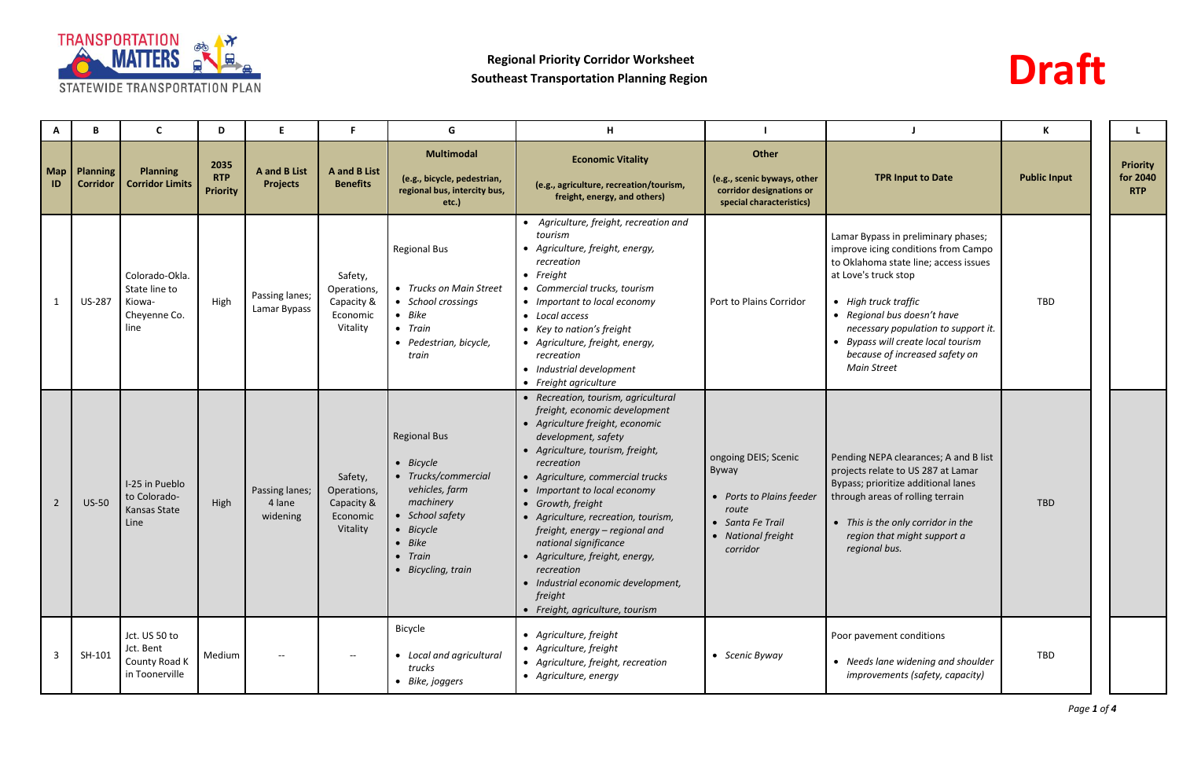**Regional Priority Corridor Worksheet**
**Southeast Transportation Planning Region**

**Draft**

| A | B | C | D | E | F | G | H | I | J | K | L |
|---|---|---|---|---|---|---|---|---|---|---|---|
| **Map ID** | **Planning Corridor** | **Planning Corridor Limits** | **2035 RTP Priority** | **A and B List Projects** | **A and B List Benefits** | **Multimodal** (e.g., bicycle, pedestrian, regional bus, intercity bus, etc.) | **Economic Vitality** (e.g., agriculture, recreation/tourism, freight, energy, and others) | **Other** (e.g., scenic byways, other corridor designations or special characteristics) | **TPR Input to Date** | **Public Input** | **Priority for 2040 RTP** |
| 1 | US-287 | Colorado-Okla. State line to Kiowa-Cheyenne Co. line | High | Passing lanes; Lamar Bypass | Safety, Operations, Capacity & Economic Vitality | Regional Bus<br>• *Trucks on Main Street*<br>• *School crossings*<br>• *Bike*<br>• *Train*<br>• *Pedestrian, bicycle, train* | • *Agriculture, freight, recreation and tourism*<br>• *Agriculture, freight, energy, recreation*<br>• *Freight*<br>• *Commercial trucks, tourism*<br>• *Important to local economy*<br>• *Local access*<br>• *Key to nation's freight*<br>• *Agriculture, freight, energy, recreation*<br>• *Industrial development*<br>• *Freight agriculture* | Port to Plains Corridor | Lamar Bypass in preliminary phases; improve icing conditions from Campo to Oklahoma state line; access issues at Love's truck stop<br>• *High truck traffic*<br>• *Regional bus doesn't have necessary population to support it.*<br>• *Bypass will create local tourism because of increased safety on Main Street* | TBD | |
| 2 | US-50 | I-25 in Pueblo to Colorado-Kansas State Line | High | Passing lanes; 4 lane widening | Safety, Operations, Capacity & Economic Vitality | Regional Bus<br>• *Bicycle*<br>• *Trucks/commercial vehicles, farm machinery*<br>• *School safety*<br>• *Bicycle*<br>• *Bike*<br>• *Train*<br>• *Bicycling, train* | • *Recreation, tourism, agricultural freight, economic development*<br>• *Agriculture freight, economic development, safety*<br>• *Agriculture, tourism, freight, recreation*<br>• *Agriculture, commercial trucks*<br>• *Important to local economy*<br>• *Growth, freight*<br>• *Agriculture, recreation, tourism, freight, energy – regional and national significance*<br>• *Agriculture, freight, energy, recreation*<br>• *Industrial economic development, freight*<br>• *Freight, agriculture, tourism* | ongoing DEIS; Scenic Byway<br>• *Ports to Plains feeder route*<br>• *Santa Fe Trail*<br>• *National freight corridor* | Pending NEPA clearances; A and B list projects relate to US 287 at Lamar Bypass; prioritize additional lanes through areas of rolling terrain<br>• *This is the only corridor in the region that might support a regional bus.* | TBD | |
| 3 | SH-101 | Jct. US 50 to Jct. Bent County Road K in Toonerville | Medium | -- | -- | Bicycle<br>• *Local and agricultural trucks*<br>• *Bike, joggers* | • *Agriculture, freight*<br>• *Agriculture, freight*<br>• *Agriculture, freight, recreation*<br>• *Agriculture, energy* | • *Scenic Byway* | Poor pavement conditions<br>• *Needs lane widening and shoulder improvements (safety, capacity)* | TBD | |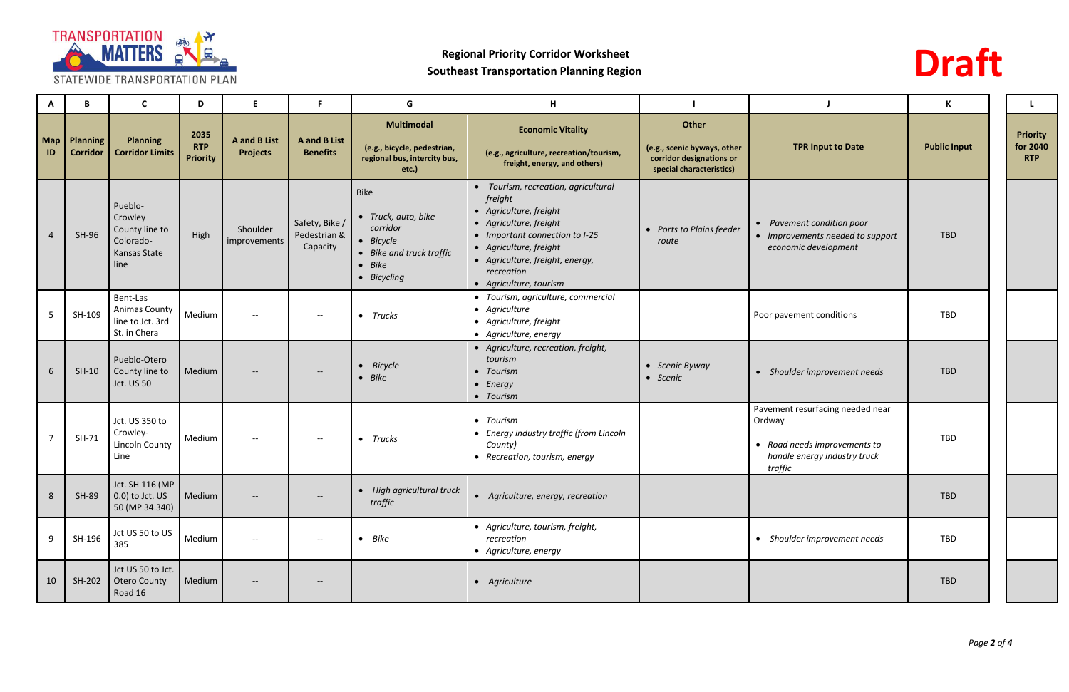Regional Priority Corridor Worksheet
Southeast Transportation Planning Region

**Draft**

| A | B | C | D | E | F | G | H | I | J | K | L |
|---|---|---|---|---|---|---|---|---|---|---|---|
| **Map ID** | **Planning Corridor** | **Planning Corridor Limits** | **2035 RTP Priority** | **A and B List Projects** | **A and B List Benefits** | **Multimodal** (e.g., bicycle, pedestrian, regional bus, intercity bus, etc.) | **Economic Vitality** (e.g., agriculture, recreation/tourism, freight, energy, and others) | **Other** (e.g., scenic byways, other corridor designations or special characteristics) | **TPR Input to Date** | **Public Input** | **Priority for 2040 RTP** |
| 4 | SH-96 | Pueblo-Crowley County line to Colorado-Kansas State line | High | Shoulder improvements | Safety, Bike / Pedestrian & Capacity | Bike<br>• *Truck, auto, bike corridor*<br>• *Bicycle*<br>• *Bike and truck traffic*<br>• *Bike*<br>• *Bicycling* | • *Tourism, recreation, agricultural freight*<br>• *Agriculture, freight*<br>• *Agriculture, freight*<br>• *Important connection to I-25*<br>• *Agriculture, freight*<br>• *Agriculture, freight, energy, recreation*<br>• *Agriculture, tourism* | • *Ports to Plains feeder route* | • *Pavement condition poor*<br>• *Improvements needed to support economic development* | TBD | |
| 5 | SH-109 | Bent-Las Animas County line to Jct. 3rd St. in Chera | Medium | -- | -- | • *Trucks* | • *Tourism, agriculture, commercial*<br>• *Agriculture*<br>• *Agriculture, freight*<br>• *Agriculture, energy* | | Poor pavement conditions | TBD | |
| 6 | SH-10 | Pueblo-Otero County line to Jct. US 50 | Medium | -- | -- | • *Bicycle*<br>• *Bike* | • *Agriculture, recreation, freight, tourism*<br>• *Tourism*<br>• *Energy*<br>• *Tourism* | • *Scenic Byway*<br>• *Scenic* | • *Shoulder improvement needs* | TBD | |
| 7 | SH-71 | Jct. US 350 to Crowley-Lincoln County Line | Medium | -- | -- | • *Trucks* | • *Tourism*<br>• *Energy industry traffic (from Lincoln County)*<br>• *Recreation, tourism, energy* | | Pavement resurfacing needed near Ordway<br>• *Road needs improvements to handle energy industry truck traffic* | TBD | |
| 8 | SH-89 | Jct. SH 116 (MP 0.0) to Jct. US 50 (MP 34.340) | Medium | -- | -- | • *High agricultural truck traffic* | • *Agriculture, energy, recreation* | | | TBD | |
| 9 | SH-196 | Jct US 50 to US 385 | Medium | -- | -- | • *Bike* | • *Agriculture, tourism, freight, recreation*<br>• *Agriculture, energy* | | • *Shoulder improvement needs* | TBD | |
| 10 | SH-202 | Jct US 50 to Jct. Otero County Road 16 | Medium | -- | -- | | • *Agriculture* | | | TBD | |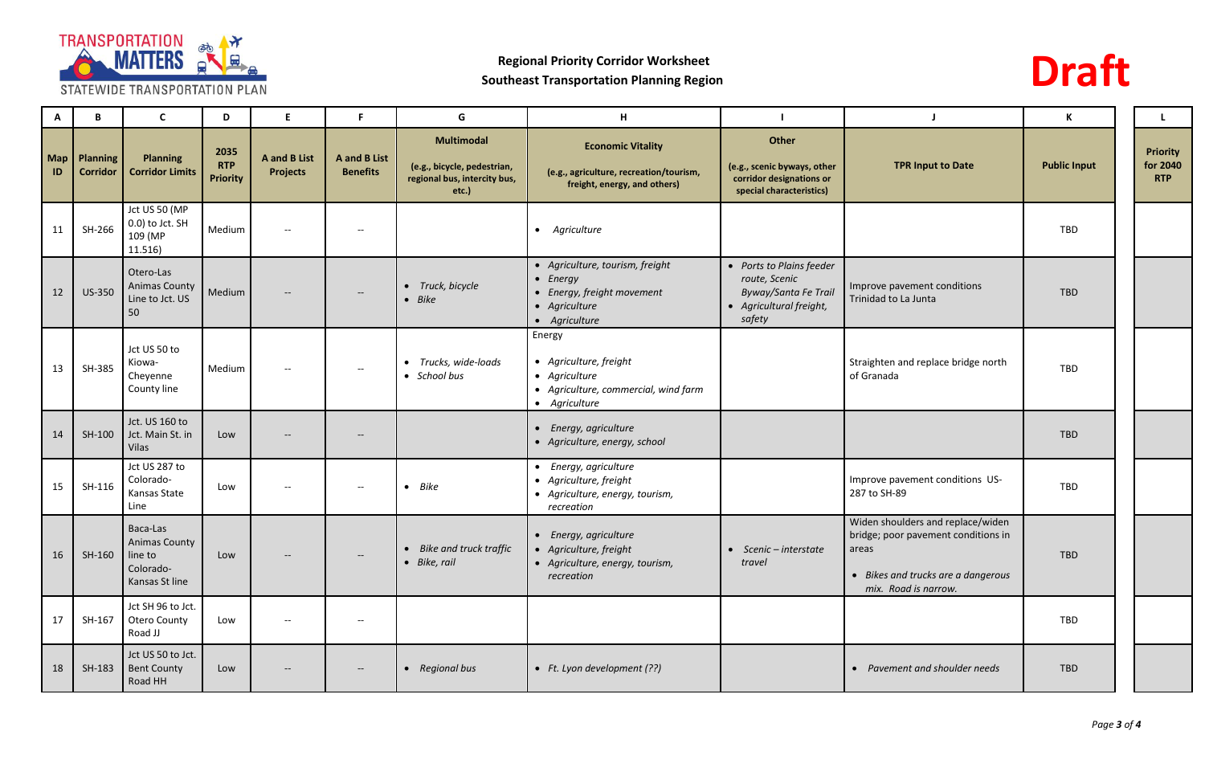**Regional Priority Corridor Worksheet**
**Southeast Transportation Planning Region**

**Draft**

| A | B | C | D | E | F | G | H | I | J | K | L |
|---|---|---|---|---|---|---|---|---|---|---|---|
| Map ID | Planning Corridor | Planning Corridor Limits | 2035 RTP Priority | A and B List Projects | A and B List Benefits | Multimodal (e.g., bicycle, pedestrian, regional bus, intercity bus, etc.) | Economic Vitality (e.g., agriculture, recreation/tourism, freight, energy, and others) | Other (e.g., scenic byways, other corridor designations or special characteristics) | TPR Input to Date | Public Input | Priority for 2040 RTP |
| 11 | SH-266 | Jct US 50 (MP 0.0) to Jct. SH 109 (MP 11.516) | Medium | -- | -- | | • *Agriculture* | | | TBD | |
| 12 | US-350 | Otero-Las Animas County Line to Jct. US 50 | Medium | -- | -- | • *Truck, bicycle*<br>• *Bike* | • *Agriculture, tourism, freight*<br>• *Energy*<br>• *Energy, freight movement*<br>• *Agriculture*<br>• *Agriculture* | • *Ports to Plains feeder route, Scenic Byway/Santa Fe Trail*<br>• *Agricultural freight, safety* | Improve pavement conditions Trinidad to La Junta | TBD | |
| 13 | SH-385 | Jct US 50 to Kiowa-Cheyenne County line | Medium | -- | -- | • *Trucks, wide-loads*<br>• *School bus* | Energy<br>• *Agriculture, freight*<br>• *Agriculture*<br>• *Agriculture, commercial, wind farm*<br>• *Agriculture* | | Straighten and replace bridge north of Granada | TBD | |
| 14 | SH-100 | Jct. US 160 to Jct. Main St. in Vilas | Low | -- | -- | | • *Energy, agriculture*<br>• *Agriculture, energy, school* | | | TBD | |
| 15 | SH-116 | Jct US 287 to Colorado-Kansas State Line | Low | -- | -- | • *Bike* | • *Energy, agriculture*<br>• *Agriculture, freight*<br>• *Agriculture, energy, tourism, recreation* | | Improve pavement conditions US-287 to SH-89 | TBD | |
| 16 | SH-160 | Baca-Las Animas County line to Colorado-Kansas St line | Low | -- | -- | • *Bike and truck traffic*<br>• *Bike, rail* | • *Energy, agriculture*<br>• *Agriculture, freight*<br>• *Agriculture, energy, tourism, recreation* | • *Scenic – interstate travel* | Widen shoulders and replace/widen bridge; poor pavement conditions in areas<br>• *Bikes and trucks are a dangerous mix. Road is narrow.* | TBD | |
| 17 | SH-167 | Jct SH 96 to Jct. Otero County Road JJ | Low | -- | -- | | | | | TBD | |
| 18 | SH-183 | Jct US 50 to Jct. Bent County Road HH | Low | -- | -- | • *Regional bus* | • *Ft. Lyon development (??)* | | • *Pavement and shoulder needs* | TBD | |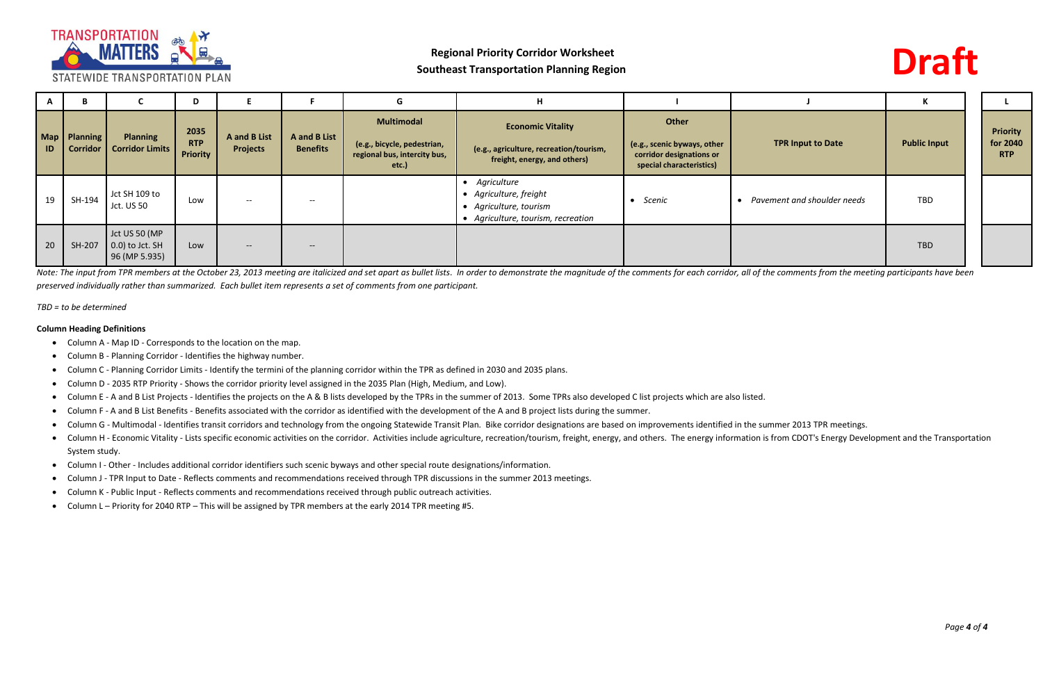**Regional Priority Corridor Worksheet**
**Southeast Transportation Planning Region**

# Draft

| A | B | C | D | E | F | G | H | I | J | K | L |
|---|---|---|---|---|---|---|---|---|---|---|---|
| **Map ID** | **Planning Corridor** | **Planning Corridor Limits** | **2035 RTP Priority** | **A and B List Projects** | **A and B List Benefits** | **Multimodal (e.g., bicycle, pedestrian, regional bus, intercity bus, etc.)** | **Economic Vitality (e.g., agriculture, recreation/tourism, freight, energy, and others)** | **Other (e.g., scenic byways, other corridor designations or special characteristics)** | **TPR Input to Date** | **Public Input** | **Priority for 2040 RTP** |
| 19 | SH-194 | Jct SH 109 to Jct. US 50 | Low | -- | -- | | • *Agriculture*<br>• *Agriculture, freight*<br>• *Agriculture, tourism*<br>• *Agriculture, tourism, recreation* | • *Scenic* | • *Pavement and shoulder needs* | TBD | |
| 20 | SH-207 | Jct US 50 (MP 0.0) to Jct. SH 96 (MP 5.935) | Low | -- | -- | | | | | TBD | |

*Note: The input from TPR members at the October 23, 2013 meeting are italicized and set apart as bullet lists. In order to demonstrate the magnitude of the comments for each corridor, all of the comments from the meeting participants have been preserved individually rather than summarized. Each bullet item represents a set of comments from one participant.*

*TBD = to be determined*

**Column Heading Definitions**

- Column A - Map ID - Corresponds to the location on the map.
- Column B - Planning Corridor - Identifies the highway number.
- Column C - Planning Corridor Limits - Identify the termini of the planning corridor within the TPR as defined in 2030 and 2035 plans.
- Column D - 2035 RTP Priority - Shows the corridor priority level assigned in the 2035 Plan (High, Medium, and Low).
- Column E - A and B List Projects - Identifies the projects on the A & B lists developed by the TPRs in the summer of 2013. Some TPRs also developed C list projects which are also listed.
- Column F - A and B List Benefits - Benefits associated with the corridor as identified with the development of the A and B project lists during the summer.
- Column G - Multimodal - Identifies transit corridors and technology from the ongoing Statewide Transit Plan. Bike corridor designations are based on improvements identified in the summer 2013 TPR meetings.
- Column H - Economic Vitality - Lists specific economic activities on the corridor. Activities include agriculture, recreation/tourism, freight, energy, and others. The energy information is from CDOT's Energy Development and the Transportation System study.
- Column I - Other - Includes additional corridor identifiers such scenic byways and other special route designations/information.
- Column J - TPR Input to Date - Reflects comments and recommendations received through TPR discussions in the summer 2013 meetings.
- Column K - Public Input - Reflects comments and recommendations received through public outreach activities.
- Column L – Priority for 2040 RTP – This will be assigned by TPR members at the early 2014 TPR meeting #5.